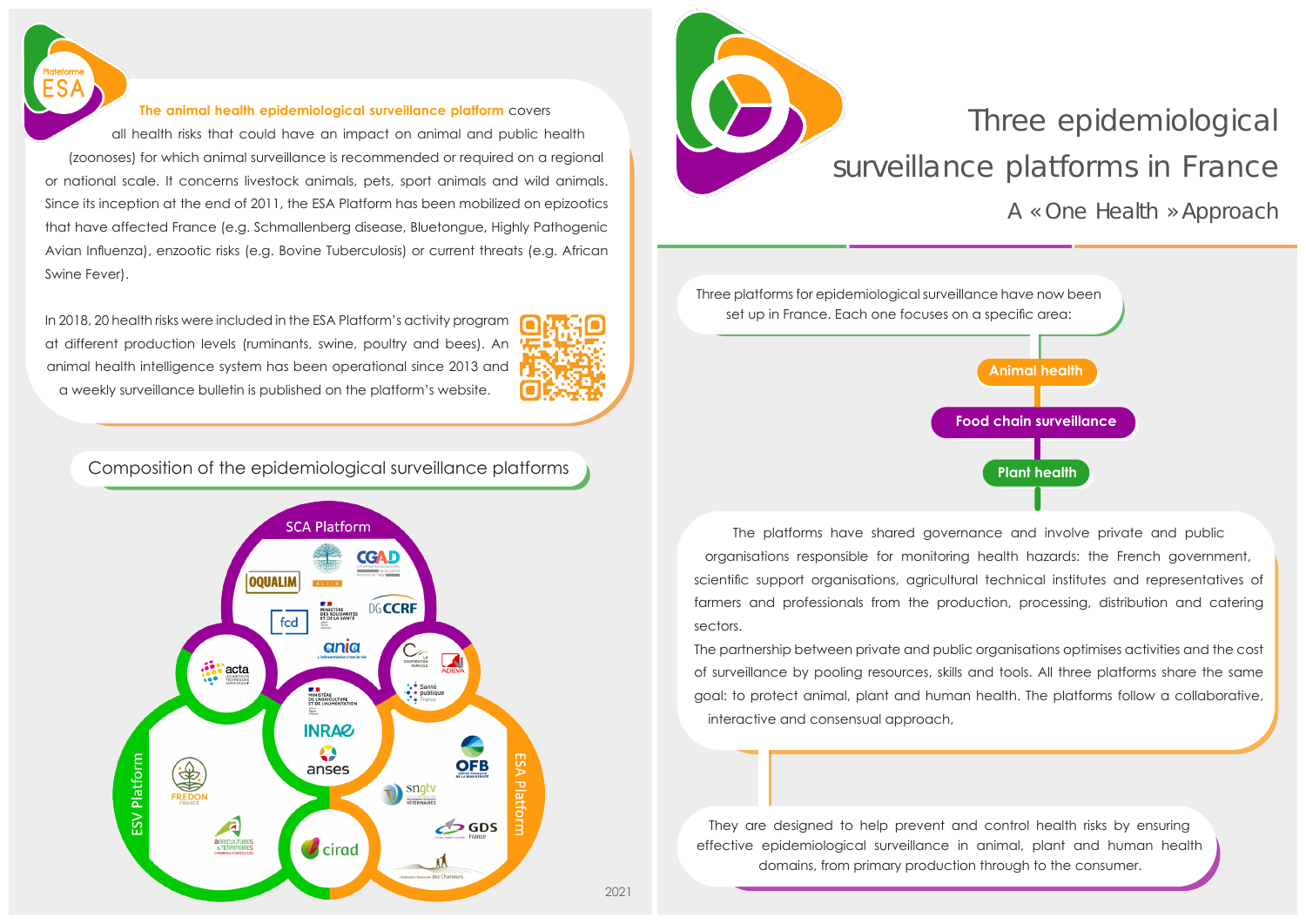# Three epidemiological surveillance platforms in France

## A « One Health » Approach

Three platforms for epidemiological surveillance have now been set up in France. Each one focuses on a specific area:

- Animal health
- Food chain surveillance
- Plant health

The platforms have shared governance and involve private and public organisations responsible for monitoring health hazards: the French government, scientific support organisations, agricultural technical institutes and representatives of farmers and professionals from the production, processing, distribution and catering sectors.

The partnership between private and public organisations optimises activities and the cost of surveillance by pooling resources, skills and tools. All three platforms share the same goal: to protect animal, plant and human health. The platforms follow a collaborative, interactive and consensual approach,

They are designed to help prevent and control health risks by ensuring effective epidemiological surveillance in animal, plant and human health domains, from primary production through to the consumer.

Plateforme ESA

**The animal health epidemiological surveillance platform** covers all health risks that could have an impact on animal and public health (zoonoses) for which animal surveillance is recommended or required on a regional or national scale. It concerns livestock animals, pets, sport animals and wild animals. Since its inception at the end of 2011, the ESA Platform has been mobilized on epizootics that have affected France (e.g. Schmallenberg disease, Bluetongue, Highly Pathogenic Avian Influenza), enzootic risks (e.g. Bovine Tuberculosis) or current threats (e.g. African Swine Fever).

In 2018, 20 health risks were included in the ESA Platform's activity program at different production levels (ruminants, swine, poultry and bees). An animal health intelligence system has been operational since 2013 and a weekly surveillance bulletin is published on the platform's website.

## Composition of the epidemiological surveillance platforms

SCA Platform: OQUALIM, ACTIA, CGAD, Ministère des Solidarités et de la Santé, DGCCRF, fcd, ania

ESV Platform: acta, FREDON France, Agricultures & Territoires (Chambres d'agriculture)

ESA Platform: La Coopération Agricole, ADILVA, Santé publique France, OFB, sngtv, GDS France, Fédération Nationale des Chasseurs

Shared: Ministère de l'Agriculture et de l'Alimentation, INRAE, anses, cirad

2021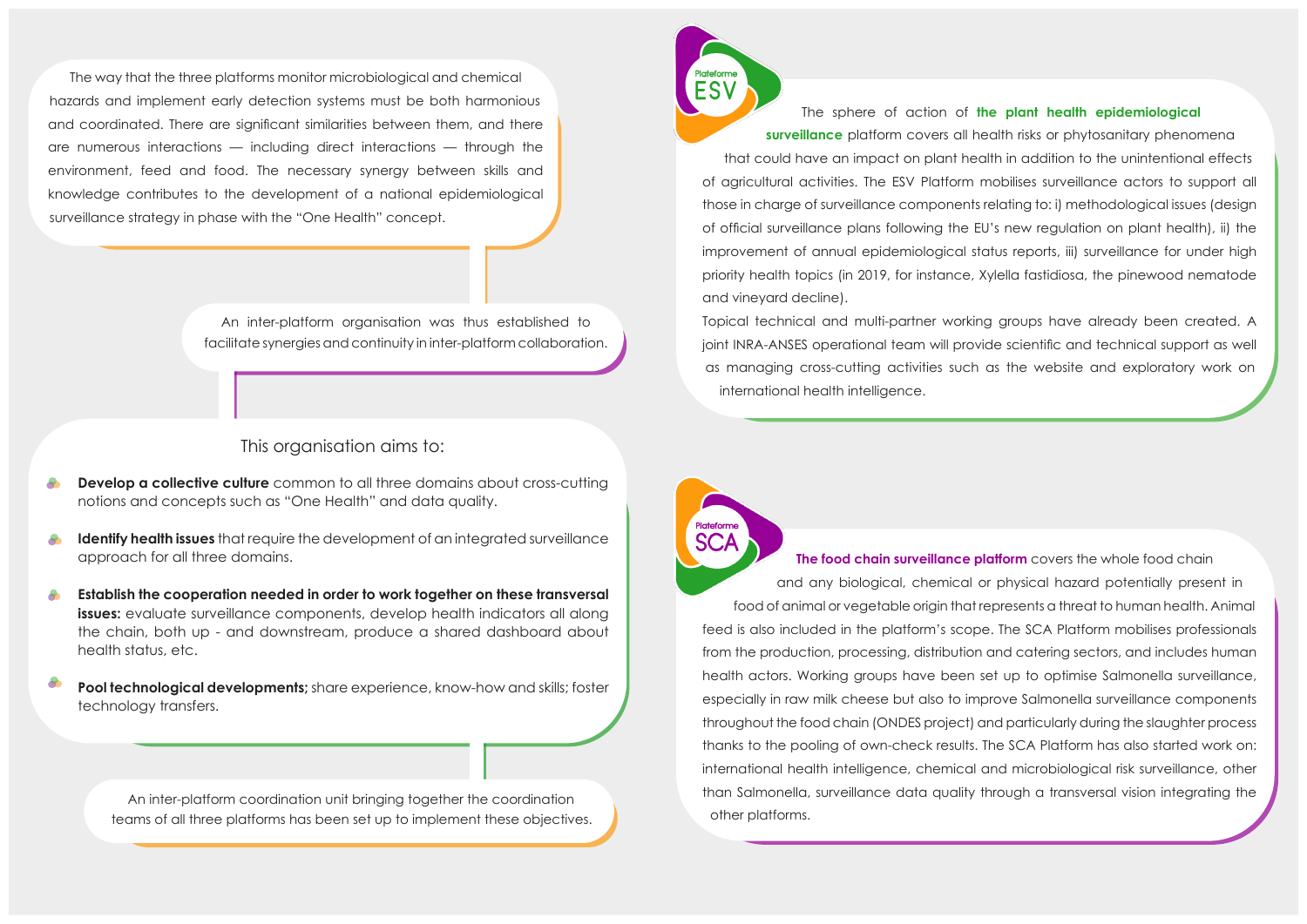The way that the three platforms monitor microbiological and chemical hazards and implement early detection systems must be both harmonious and coordinated. There are significant similarities between them, and there are numerous interactions — including direct interactions — through the environment, feed and food. The necessary synergy between skills and knowledge contributes to the development of a national epidemiological surveillance strategy in phase with the "One Health" concept.

An inter-platform organisation was thus established to facilitate synergies and continuity in inter-platform collaboration.

This organisation aims to:

- **Develop a collective culture** common to all three domains about cross-cutting notions and concepts such as "One Health" and data quality.
- **Identify health issues** that require the development of an integrated surveillance approach for all three domains.
- **Establish the cooperation needed in order to work together on these transversal issues:** evaluate surveillance components, develop health indicators all along the chain, both up - and downstream, produce a shared dashboard about health status, etc.
- **Pool technological developments;** share experience, know-how and skills; foster technology transfers.

An inter-platform coordination unit bringing together the coordination teams of all three platforms has been set up to implement these objectives.

Plateforme ESV

The sphere of action of **the plant health epidemiological surveillance** platform covers all health risks or phytosanitary phenomena that could have an impact on plant health in addition to the unintentional effects of agricultural activities. The ESV Platform mobilises surveillance actors to support all those in charge of surveillance components relating to: i) methodological issues (design of official surveillance plans following the EU's new regulation on plant health), ii) the improvement of annual epidemiological status reports, iii) surveillance for under high priority health topics (in 2019, for instance, Xylella fastidiosa, the pinewood nematode and vineyard decline).

Topical technical and multi-partner working groups have already been created. A joint INRA-ANSES operational team will provide scientific and technical support as well as managing cross-cutting activities such as the website and exploratory work on international health intelligence.

Plateforme SCA

**The food chain surveillance platform** covers the whole food chain and any biological, chemical or physical hazard potentially present in food of animal or vegetable origin that represents a threat to human health. Animal feed is also included in the platform's scope. The SCA Platform mobilises professionals from the production, processing, distribution and catering sectors, and includes human health actors. Working groups have been set up to optimise Salmonella surveillance, especially in raw milk cheese but also to improve Salmonella surveillance components throughout the food chain (ONDES project) and particularly during the slaughter process thanks to the pooling of own-check results. The SCA Platform has also started work on: international health intelligence, chemical and microbiological risk surveillance, other than Salmonella, surveillance data quality through a transversal vision integrating the other platforms.